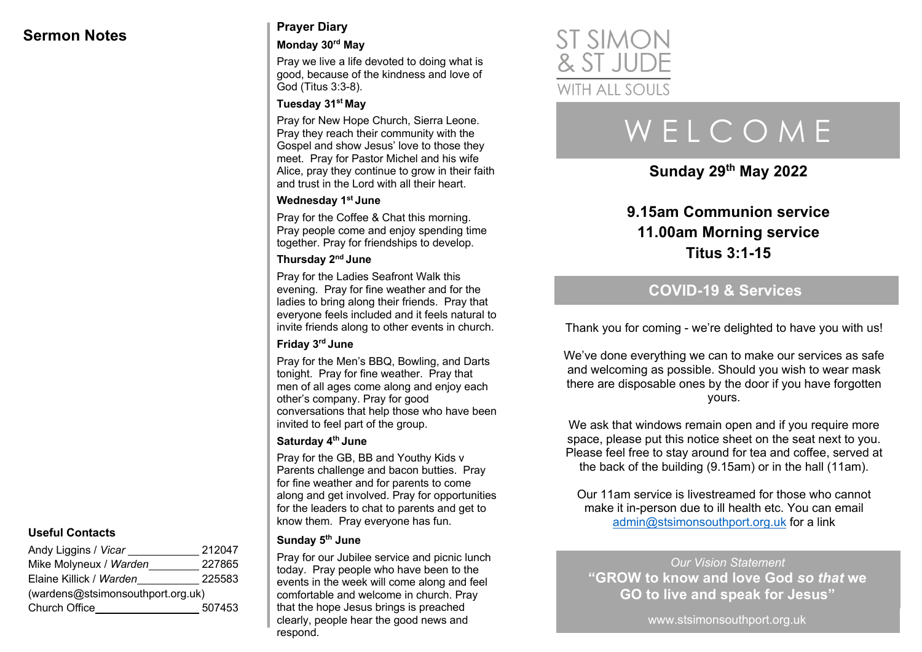## Sermon Notes

### Useful Contacts

| | |
|---|---|
| Andy Liggins / *Vicar* | 212047 |
| Mike Molyneux / *Warden* | 227865 |
| Elaine Killick / *Warden* | 225583 |
| (wardens@stsimonsouthport.org.uk) | |
| Church Office | 507453 |

## Prayer Diary

**Monday 30th May**

Pray we live a life devoted to doing what is good, because of the kindness and love of God (Titus 3:3-8).

**Tuesday 31st May**

Pray for New Hope Church, Sierra Leone. Pray they reach their community with the Gospel and show Jesus' love to those they meet. Pray for Pastor Michel and his wife Alice, pray they continue to grow in their faith and trust in the Lord with all their heart.

**Wednesday 1st June**

Pray for the Coffee & Chat this morning. Pray people come and enjoy spending time together. Pray for friendships to develop.

**Thursday 2nd June**

Pray for the Ladies Seafront Walk this evening. Pray for fine weather and for the ladies to bring along their friends. Pray that everyone feels included and it feels natural to invite friends along to other events in church.

**Friday 3rd June**

Pray for the Men's BBQ, Bowling, and Darts tonight. Pray for fine weather. Pray that men of all ages come along and enjoy each other's company. Pray for good conversations that help those who have been invited to feel part of the group.

**Saturday 4th June**

Pray for the GB, BB and Youthy Kids v Parents challenge and bacon butties. Pray for fine weather and for parents to come along and get involved. Pray for opportunities for the leaders to chat to parents and get to know them. Pray everyone has fun.

**Sunday 5th June**

Pray for our Jubilee service and picnic lunch today. Pray people who have been to the events in the week will come along and feel comfortable and welcome in church. Pray that the hope Jesus brings is preached clearly, people hear the good news and respond.

# ST SIMON & ST JUDE WITH ALL SOULS

# WELCOME

**Sunday 29th May 2022**

**9.15am Communion service**
**11.00am Morning service**
**Titus 3:1-15**

## COVID-19 & Services

Thank you for coming - we're delighted to have you with us!

We've done everything we can to make our services as safe and welcoming as possible. Should you wish to wear mask there are disposable ones by the door if you have forgotten yours.

We ask that windows remain open and if you require more space, please put this notice sheet on the seat next to you. Please feel free to stay around for tea and coffee, served at the back of the building (9.15am) or in the hall (11am).

Our 11am service is livestreamed for those who cannot make it in-person due to ill health etc. You can email admin@stsimonsouthport.org.uk for a link

*Our Vision Statement*
**"GROW to know and love God *so that* we GO to live and speak for Jesus"**

www.stsimonsouthport.org.uk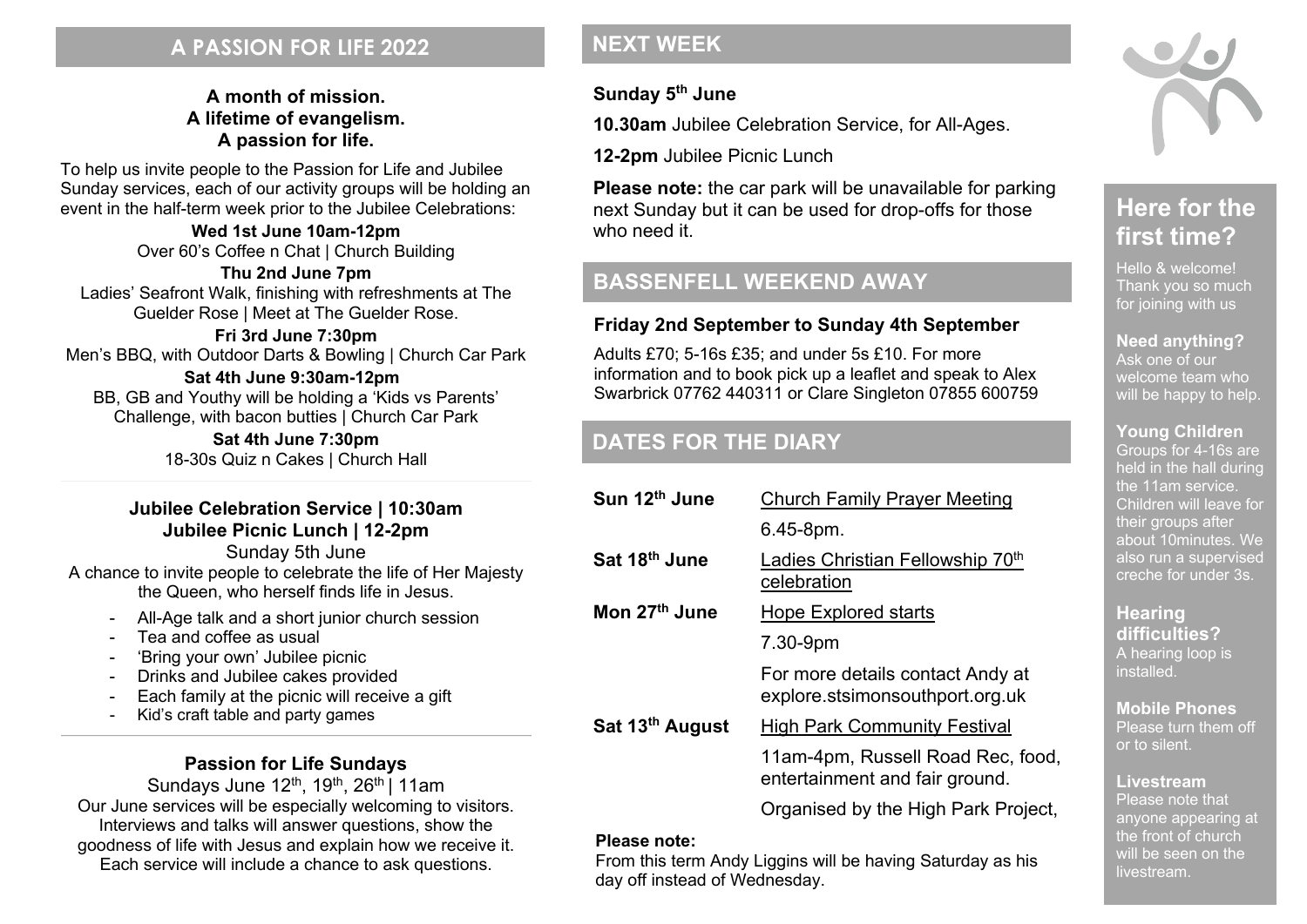## A PASSION FOR LIFE 2022

**A month of mission.**
**A lifetime of evangelism.**
**A passion for life.**

To help us invite people to the Passion for Life and Jubilee Sunday services, each of our activity groups will be holding an event in the half-term week prior to the Jubilee Celebrations:

**Wed 1st June 10am-12pm**
Over 60's Coffee n Chat | Church Building

**Thu 2nd June 7pm**
Ladies' Seafront Walk, finishing with refreshments at The Guelder Rose | Meet at The Guelder Rose.

**Fri 3rd June 7:30pm**
Men's BBQ, with Outdoor Darts & Bowling | Church Car Park

**Sat 4th June 9:30am-12pm**
BB, GB and Youthy will be holding a 'Kids vs Parents' Challenge, with bacon butties | Church Car Park

**Sat 4th June 7:30pm**
18-30s Quiz n Cakes | Church Hall

**Jubilee Celebration Service | 10:30am**
**Jubilee Picnic Lunch | 12-2pm**

Sunday 5th June

A chance to invite people to celebrate the life of Her Majesty the Queen, who herself finds life in Jesus.

- All-Age talk and a short junior church session
- Tea and coffee as usual
- 'Bring your own' Jubilee picnic
- Drinks and Jubilee cakes provided
- Each family at the picnic will receive a gift
- Kid's craft table and party games

**Passion for Life Sundays**

Sundays June 12th, 19th, 26th | 11am

Our June services will be especially welcoming to visitors. Interviews and talks will answer questions, show the goodness of life with Jesus and explain how we receive it. Each service will include a chance to ask questions.

## NEXT WEEK

**Sunday 5th June**

**10.30am** Jubilee Celebration Service, for All-Ages.

**12-2pm** Jubilee Picnic Lunch

**Please note:** the car park will be unavailable for parking next Sunday but it can be used for drop-offs for those who need it.

## BASSENFELL WEEKEND AWAY

**Friday 2nd September to Sunday 4th September**

Adults £70; 5-16s £35; and under 5s £10. For more information and to book pick up a leaflet and speak to Alex Swarbrick 07762 440311 or Clare Singleton 07855 600759

## DATES FOR THE DIARY

| | |
|---|---|
| **Sun 12th June** | Church Family Prayer Meeting<br>6.45-8pm. |
| **Sat 18th June** | Ladies Christian Fellowship 70th celebration |
| **Mon 27th June** | Hope Explored starts<br>7.30-9pm<br>For more details contact Andy at explore.stsimonsouthport.org.uk |
| **Sat 13th August** | High Park Community Festival<br>11am-4pm, Russell Road Rec, food, entertainment and fair ground.<br>Organised by the High Park Project, |

**Please note:**
From this term Andy Liggins will be having Saturday as his day off instead of Wednesday.

## Here for the first time?

Hello & welcome! Thank you so much for joining with us

**Need anything?**
Ask one of our welcome team who will be happy to help.

**Young Children**
Groups for 4-16s are held in the hall during the 11am service. Children will leave for their groups after about 10minutes. We also run a supervised creche for under 3s.

**Hearing difficulties?**
A hearing loop is installed.

**Mobile Phones**
Please turn them off or to silent.

**Livestream**
Please note that anyone appearing at the front of church will be seen on the livestream.